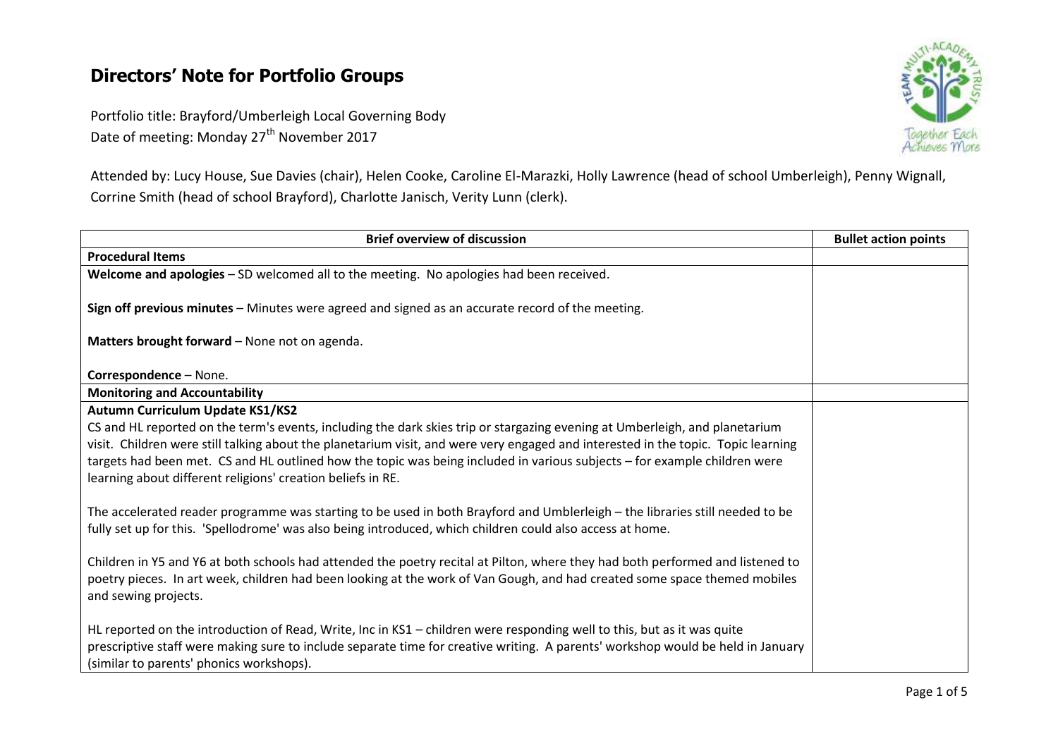# Directors' Note for Portfolio Groups

Portfolio title: Brayford/Umberleigh Local Governing Body
Date of meeting: Monday 27th November 2017

Attended by: Lucy House, Sue Davies (chair), Helen Cooke, Caroline El-Marazki, Holly Lawrence (head of school Umberleigh), Penny Wignall, Corrine Smith (head of school Brayford), Charlotte Janisch, Verity Lunn (clerk).

| Brief overview of discussion | Bullet action points |
|---|---|
| **Procedural Items** | |
| **Welcome and apologies** – SD welcomed all to the meeting. No apologies had been received.<br><br>**Sign off previous minutes** – Minutes were agreed and signed as an accurate record of the meeting.<br><br>**Matters brought forward** – None not on agenda.<br><br>**Correspondence** – None. | |
| **Monitoring and Accountability** | |
| **Autumn Curriculum Update KS1/KS2**<br>CS and HL reported on the term's events, including the dark skies trip or stargazing evening at Umberleigh, and planetarium visit. Children were still talking about the planetarium visit, and were very engaged and interested in the topic. Topic learning targets had been met. CS and HL outlined how the topic was being included in various subjects – for example children were learning about different religions' creation beliefs in RE.<br><br>The accelerated reader programme was starting to be used in both Brayford and Umblerleigh – the libraries still needed to be fully set up for this. 'Spellodrome' was also being introduced, which children could also access at home.<br><br>Children in Y5 and Y6 at both schools had attended the poetry recital at Pilton, where they had both performed and listened to poetry pieces. In art week, children had been looking at the work of Van Gough, and had created some space themed mobiles and sewing projects.<br><br>HL reported on the introduction of Read, Write, Inc in KS1 – children were responding well to this, but as it was quite prescriptive staff were making sure to include separate time for creative writing. A parents' workshop would be held in January (similar to parents' phonics workshops). | |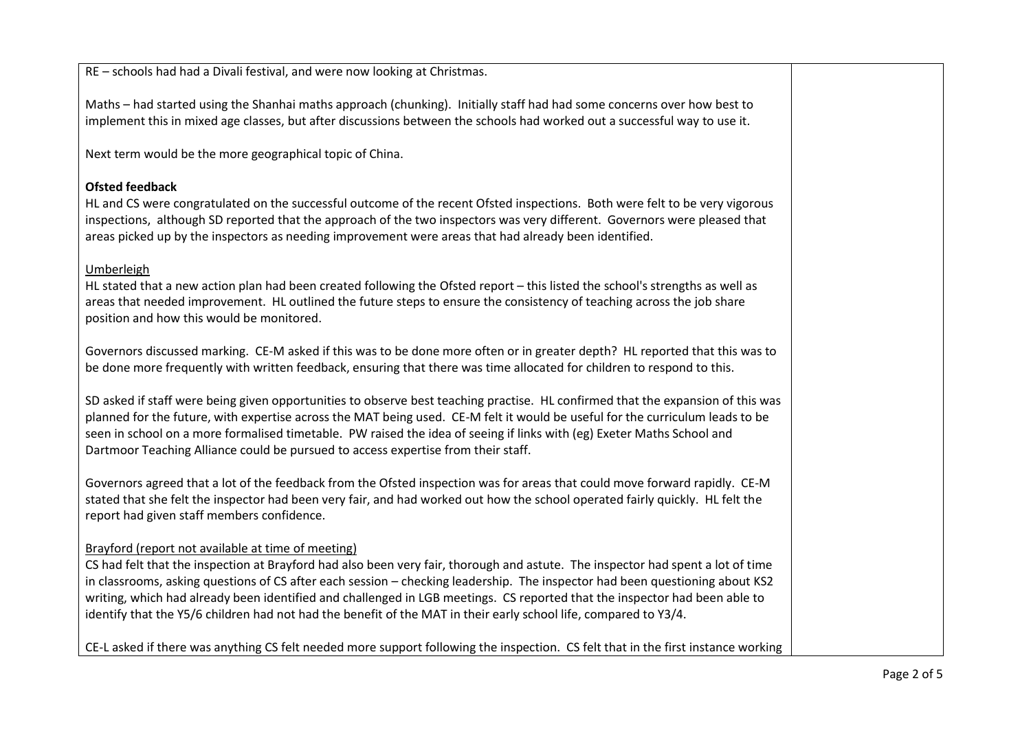RE – schools had had a Divali festival, and were now looking at Christmas.

Maths – had started using the Shanhai maths approach (chunking). Initially staff had had some concerns over how best to implement this in mixed age classes, but after discussions between the schools had worked out a successful way to use it.

Next term would be the more geographical topic of China.

**Ofsted feedback**

HL and CS were congratulated on the successful outcome of the recent Ofsted inspections. Both were felt to be very vigorous inspections, although SD reported that the approach of the two inspectors was very different. Governors were pleased that areas picked up by the inspectors as needing improvement were areas that had already been identified.

Umberleigh

HL stated that a new action plan had been created following the Ofsted report – this listed the school's strengths as well as areas that needed improvement. HL outlined the future steps to ensure the consistency of teaching across the job share position and how this would be monitored.

Governors discussed marking. CE-M asked if this was to be done more often or in greater depth? HL reported that this was to be done more frequently with written feedback, ensuring that there was time allocated for children to respond to this.

SD asked if staff were being given opportunities to observe best teaching practise. HL confirmed that the expansion of this was planned for the future, with expertise across the MAT being used. CE-M felt it would be useful for the curriculum leads to be seen in school on a more formalised timetable. PW raised the idea of seeing if links with (eg) Exeter Maths School and Dartmoor Teaching Alliance could be pursued to access expertise from their staff.

Governors agreed that a lot of the feedback from the Ofsted inspection was for areas that could move forward rapidly. CE-M stated that she felt the inspector had been very fair, and had worked out how the school operated fairly quickly. HL felt the report had given staff members confidence.

Brayford (report not available at time of meeting)

CS had felt that the inspection at Brayford had also been very fair, thorough and astute. The inspector had spent a lot of time in classrooms, asking questions of CS after each session – checking leadership. The inspector had been questioning about KS2 writing, which had already been identified and challenged in LGB meetings. CS reported that the inspector had been able to identify that the Y5/6 children had not had the benefit of the MAT in their early school life, compared to Y3/4.

CE-L asked if there was anything CS felt needed more support following the inspection. CS felt that in the first instance working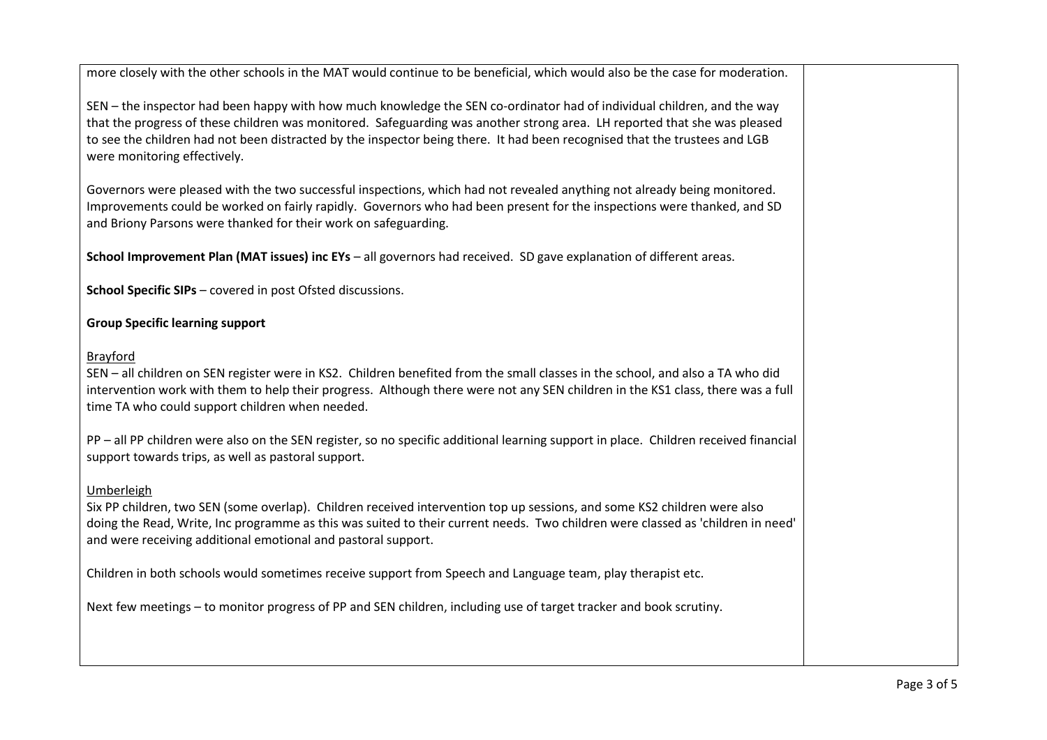more closely with the other schools in the MAT would continue to be beneficial, which would also be the case for moderation.

SEN – the inspector had been happy with how much knowledge the SEN co-ordinator had of individual children, and the way that the progress of these children was monitored. Safeguarding was another strong area. LH reported that she was pleased to see the children had not been distracted by the inspector being there. It had been recognised that the trustees and LGB were monitoring effectively.

Governors were pleased with the two successful inspections, which had not revealed anything not already being monitored. Improvements could be worked on fairly rapidly. Governors who had been present for the inspections were thanked, and SD and Briony Parsons were thanked for their work on safeguarding.

**School Improvement Plan (MAT issues) inc EYs** – all governors had received. SD gave explanation of different areas.

**School Specific SIPs** – covered in post Ofsted discussions.

**Group Specific learning support**

Brayford

SEN – all children on SEN register were in KS2. Children benefited from the small classes in the school, and also a TA who did intervention work with them to help their progress. Although there were not any SEN children in the KS1 class, there was a full time TA who could support children when needed.

PP – all PP children were also on the SEN register, so no specific additional learning support in place. Children received financial support towards trips, as well as pastoral support.

Umberleigh

Six PP children, two SEN (some overlap). Children received intervention top up sessions, and some KS2 children were also doing the Read, Write, Inc programme as this was suited to their current needs. Two children were classed as 'children in need' and were receiving additional emotional and pastoral support.

Children in both schools would sometimes receive support from Speech and Language team, play therapist etc.

Next few meetings – to monitor progress of PP and SEN children, including use of target tracker and book scrutiny.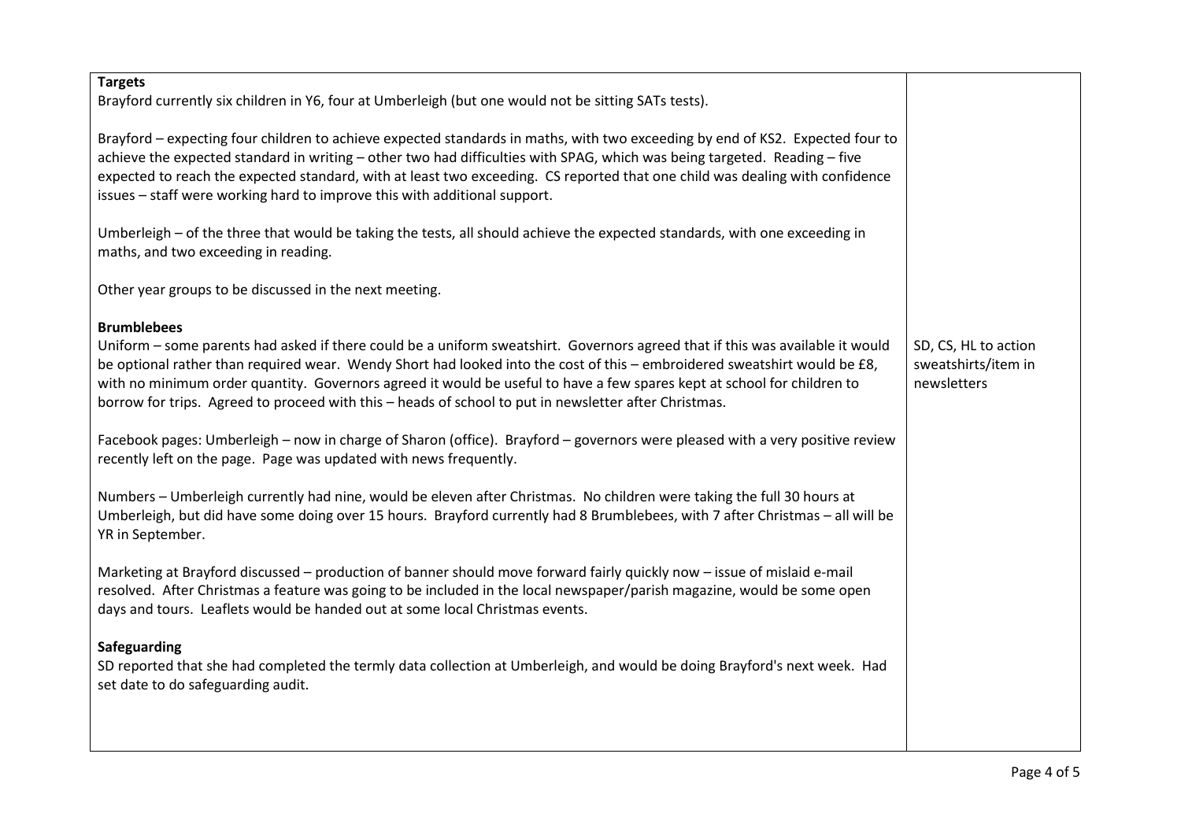| | |
|---|---|
| **Targets**<br>Brayford currently six children in Y6, four at Umberleigh (but one would not be sitting SATs tests).<br><br>Brayford – expecting four children to achieve expected standards in maths, with two exceeding by end of KS2. Expected four to achieve the expected standard in writing – other two had difficulties with SPAG, which was being targeted. Reading – five expected to reach the expected standard, with at least two exceeding. CS reported that one child was dealing with confidence issues – staff were working hard to improve this with additional support.<br><br>Umberleigh – of the three that would be taking the tests, all should achieve the expected standards, with one exceeding in maths, and two exceeding in reading.<br><br>Other year groups to be discussed in the next meeting. | |
| **Brumblebees**<br>Uniform – some parents had asked if there could be a uniform sweatshirt. Governors agreed that if this was available it would be optional rather than required wear. Wendy Short had looked into the cost of this – embroidered sweatshirt would be £8, with no minimum order quantity. Governors agreed it would be useful to have a few spares kept at school for children to borrow for trips. Agreed to proceed with this – heads of school to put in newsletter after Christmas. | SD, CS, HL to action sweatshirts/item in newsletters |
| Facebook pages: Umberleigh – now in charge of Sharon (office). Brayford – governors were pleased with a very positive review recently left on the page. Page was updated with news frequently.<br><br>Numbers – Umberleigh currently had nine, would be eleven after Christmas. No children were taking the full 30 hours at Umberleigh, but did have some doing over 15 hours. Brayford currently had 8 Brumblebees, with 7 after Christmas – all will be YR in September.<br><br>Marketing at Brayford discussed – production of banner should move forward fairly quickly now – issue of mislaid e-mail resolved. After Christmas a feature was going to be included in the local newspaper/parish magazine, would be some open days and tours. Leaflets would be handed out at some local Christmas events. | |
| **Safeguarding**<br>SD reported that she had completed the termly data collection at Umberleigh, and would be doing Brayford's next week. Had set date to do safeguarding audit. | |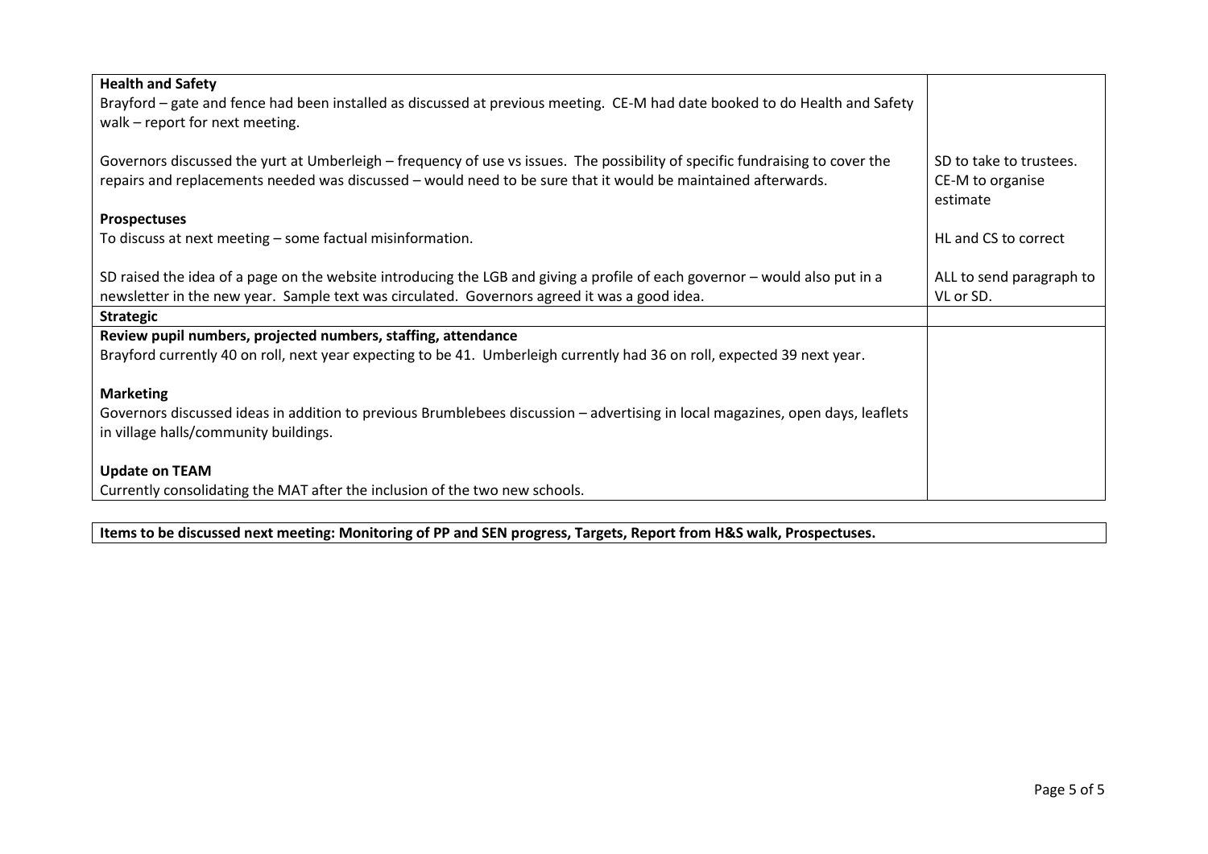| | |
|---|---|
| **Health and Safety**<br>Brayford – gate and fence had been installed as discussed at previous meeting. CE-M had date booked to do Health and Safety walk – report for next meeting. | |
| Governors discussed the yurt at Umberleigh – frequency of use vs issues. The possibility of specific fundraising to cover the repairs and replacements needed was discussed – would need to be sure that it would be maintained afterwards. | SD to take to trustees.<br>CE-M to organise estimate |
| **Prospectuses**<br>To discuss at next meeting – some factual misinformation. | HL and CS to correct |
| SD raised the idea of a page on the website introducing the LGB and giving a profile of each governor – would also put in a newsletter in the new year. Sample text was circulated. Governors agreed it was a good idea. | ALL to send paragraph to VL or SD. |
| **Strategic** | |
| **Review pupil numbers, projected numbers, staffing, attendance**<br>Brayford currently 40 on roll, next year expecting to be 41. Umberleigh currently had 36 on roll, expected 39 next year. | |
| **Marketing**<br>Governors discussed ideas in addition to previous Brumblebees discussion – advertising in local magazines, open days, leaflets in village halls/community buildings. | |
| **Update on TEAM**<br>Currently consolidating the MAT after the inclusion of the two new schools. | |

**Items to be discussed next meeting: Monitoring of PP and SEN progress, Targets, Report from H&S walk, Prospectuses.**